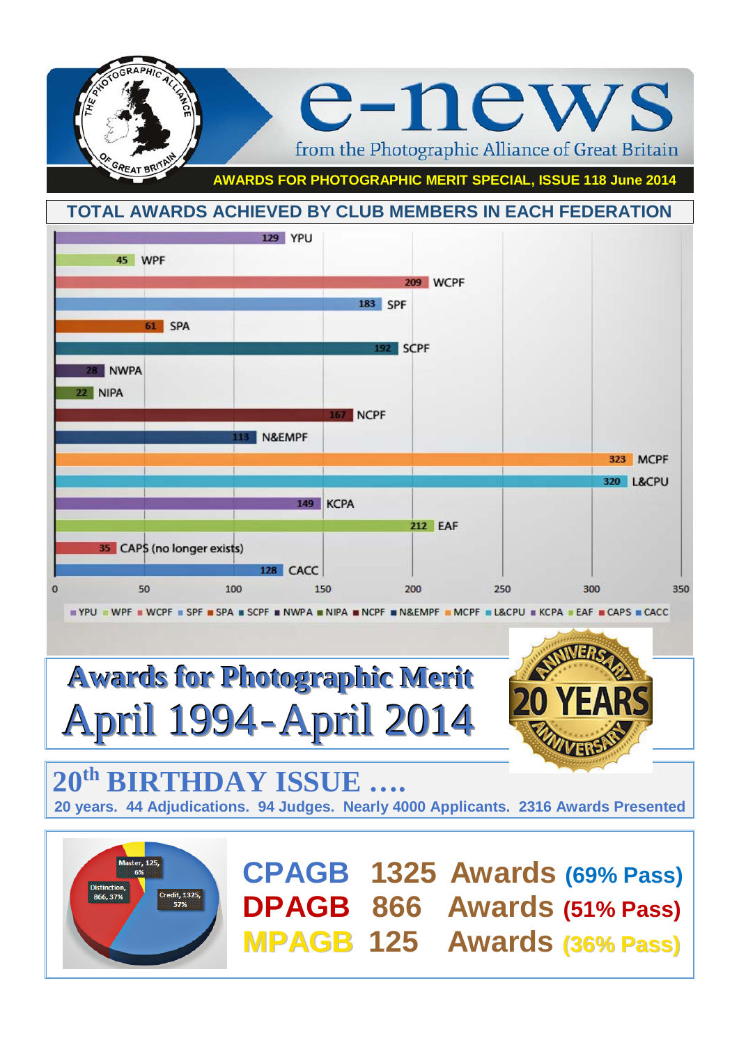# e-news

from the Photographic Alliance of Great Britain

**AWARDS FOR PHOTOGRAPHIC MERIT SPECIAL, ISSUE 118 June 2014**

## TOTAL AWARDS ACHIEVED BY CLUB MEMBERS IN EACH FEDERATION

| Federation | Awards |
|---|---|
| YPU | 129 |
| WPF | 45 |
| WCPF | 209 |
| SPF | 183 |
| SPA | 61 |
| SCPF | 192 |
| NWPA | 28 |
| NIPA | 22 |
| NCPF | 167 |
| N&EMPF | 113 |
| MCPF | 323 |
| L&CPU | 320 |
| KCPA | 149 |
| EAF | 212 |
| CAPS (no longer exists) | 35 |
| CACC | 128 |

# Awards for Photographic Merit

# April 1994-April 2014

20 YEARS ANNIVERSARY

## 20th BIRTHDAY ISSUE ….

**20 years. 44 Adjudications. 94 Judges. Nearly 4000 Applicants. 2316 Awards Presented**

Master, 125, 6%; Distinction, 866, 37%; Credit, 1325, 57%

**CPAGB 1325 Awards (69% Pass)**

**DPAGB 866 Awards (51% Pass)**

**MPAGB 125 Awards (36% Pass)**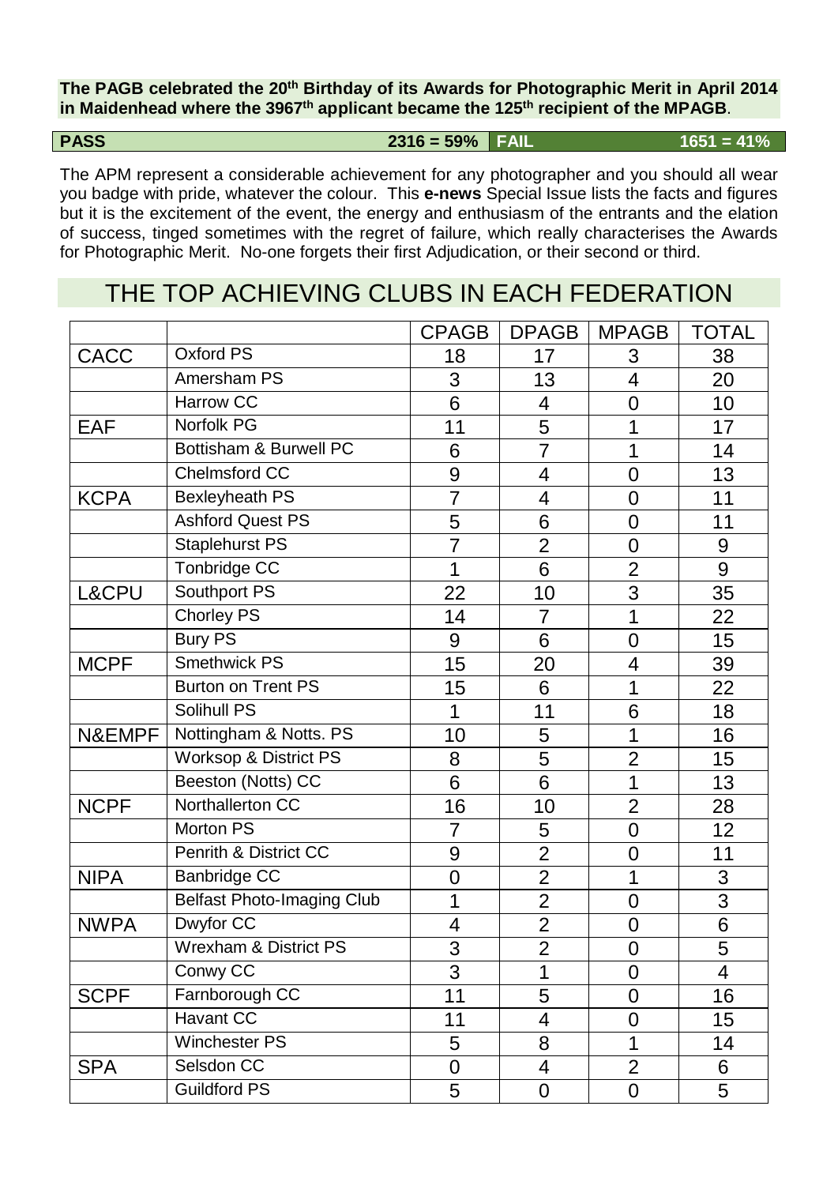**The PAGB celebrated the 20th Birthday of its Awards for Photographic Merit in April 2014 in Maidenhead where the 3967th applicant became the 125th recipient of the MPAGB**.

| PASS | 2316 = 59% | FAIL | 1651 = 41% |
|---|---|---|---|

The APM represent a considerable achievement for any photographer and you should all wear you badge with pride, whatever the colour. This **e-news** Special Issue lists the facts and figures but it is the excitement of the event, the energy and enthusiasm of the entrants and the elation of success, tinged sometimes with the regret of failure, which really characterises the Awards for Photographic Merit. No-one forgets their first Adjudication, or their second or third.

## THE TOP ACHIEVING CLUBS IN EACH FEDERATION

| | | CPAGB | DPAGB | MPAGB | TOTAL |
|---|---|---|---|---|---|
| CACC | Oxford PS | 18 | 17 | 3 | 38 |
| | Amersham PS | 3 | 13 | 4 | 20 |
| | Harrow CC | 6 | 4 | 0 | 10 |
| EAF | Norfolk PG | 11 | 5 | 1 | 17 |
| | Bottisham & Burwell PC | 6 | 7 | 1 | 14 |
| | Chelmsford CC | 9 | 4 | 0 | 13 |
| KCPA | Bexleyheath PS | 7 | 4 | 0 | 11 |
| | Ashford Quest PS | 5 | 6 | 0 | 11 |
| | Staplehurst PS | 7 | 2 | 0 | 9 |
| | Tonbridge CC | 1 | 6 | 2 | 9 |
| L&CPU | Southport PS | 22 | 10 | 3 | 35 |
| | Chorley PS | 14 | 7 | 1 | 22 |
| | Bury PS | 9 | 6 | 0 | 15 |
| MCPF | Smethwick PS | 15 | 20 | 4 | 39 |
| | Burton on Trent PS | 15 | 6 | 1 | 22 |
| | Solihull PS | 1 | 11 | 6 | 18 |
| N&EMPF | Nottingham & Notts. PS | 10 | 5 | 1 | 16 |
| | Worksop & District PS | 8 | 5 | 2 | 15 |
| | Beeston (Notts) CC | 6 | 6 | 1 | 13 |
| NCPF | Northallerton CC | 16 | 10 | 2 | 28 |
| | Morton PS | 7 | 5 | 0 | 12 |
| | Penrith & District CC | 9 | 2 | 0 | 11 |
| NIPA | Banbridge CC | 0 | 2 | 1 | 3 |
| | Belfast Photo-Imaging Club | 1 | 2 | 0 | 3 |
| NWPA | Dwyfor CC | 4 | 2 | 0 | 6 |
| | Wrexham & District PS | 3 | 2 | 0 | 5 |
| | Conwy CC | 3 | 1 | 0 | 4 |
| SCPF | Farnborough CC | 11 | 5 | 0 | 16 |
| | Havant CC | 11 | 4 | 0 | 15 |
| | Winchester PS | 5 | 8 | 1 | 14 |
| SPA | Selsdon CC | 0 | 4 | 2 | 6 |
| | Guildford PS | 5 | 0 | 0 | 5 |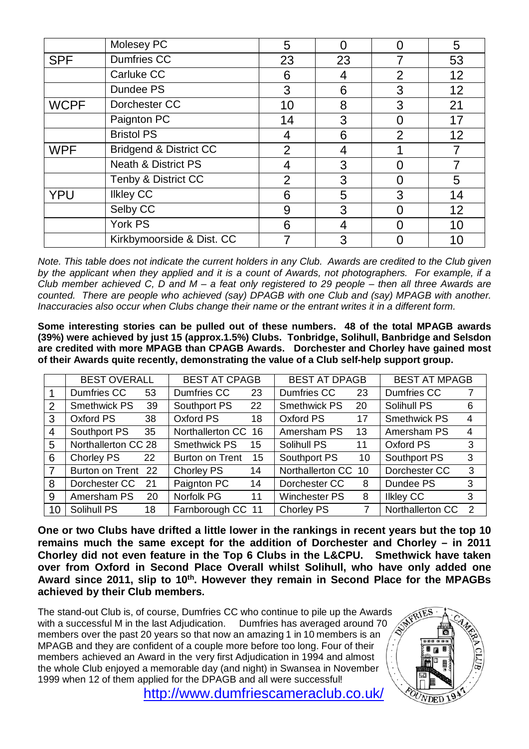| | Molesey PC | 5 | 0 | 0 | 5 |
|---|---|---|---|---|---|
| SPF | Dumfries CC | 23 | 23 | 7 | 53 |
| | Carluke CC | 6 | 4 | 2 | 12 |
| | Dundee PS | 3 | 6 | 3 | 12 |
| WCPF | Dorchester CC | 10 | 8 | 3 | 21 |
| | Paignton PC | 14 | 3 | 0 | 17 |
| | Bristol PS | 4 | 6 | 2 | 12 |
| WPF | Bridgend & District CC | 2 | 4 | 1 | 7 |
| | Neath & District PS | 4 | 3 | 0 | 7 |
| | Tenby & District CC | 2 | 3 | 0 | 5 |
| YPU | Ilkley CC | 6 | 5 | 3 | 14 |
| | Selby CC | 9 | 3 | 0 | 12 |
| | York PS | 6 | 4 | 0 | 10 |
| | Kirkbymoorside & Dist. CC | 7 | 3 | 0 | 10 |

*Note. This table does not indicate the current holders in any Club. Awards are credited to the Club given by the applicant when they applied and it is a count of Awards, not photographers. For example, if a Club member achieved C, D and M – a feat only registered to 29 people – then all three Awards are counted. There are people who achieved (say) DPAGB with one Club and (say) MPAGB with another. Inaccuracies also occur when Clubs change their name or the entrant writes it in a different form.*

**Some interesting stories can be pulled out of these numbers. 48 of the total MPAGB awards (39%) were achieved by just 15 (approx.1.5%) Clubs. Tonbridge, Solihull, Banbridge and Selsdon are credited with more MPAGB than CPAGB Awards. Dorchester and Chorley have gained most of their Awards quite recently, demonstrating the value of a Club self-help support group.**

| | BEST OVERALL | | BEST AT CPAGB | | BEST AT DPAGB | | BEST AT MPAGB | |
|---|---|---|---|---|---|---|---|---|
| 1 | Dumfries CC | 53 | Dumfries CC | 23 | Dumfries CC | 23 | Dumfries CC | 7 |
| 2 | Smethwick PS | 39 | Southport PS | 22 | Smethwick PS | 20 | Solihull PS | 6 |
| 3 | Oxford PS | 38 | Oxford PS | 18 | Oxford PS | 17 | Smethwick PS | 4 |
| 4 | Southport PS | 35 | Northallerton CC | 16 | Amersham PS | 13 | Amersham PS | 4 |
| 5 | Northallerton CC | 28 | Smethwick PS | 15 | Solihull PS | 11 | Oxford PS | 3 |
| 6 | Chorley PS | 22 | Burton on Trent | 15 | Southport PS | 10 | Southport PS | 3 |
| 7 | Burton on Trent | 22 | Chorley PS | 14 | Northallerton CC | 10 | Dorchester CC | 3 |
| 8 | Dorchester CC | 21 | Paignton PC | 14 | Dorchester CC | 8 | Dundee PS | 3 |
| 9 | Amersham PS | 20 | Norfolk PG | 11 | Winchester PS | 8 | Ilkley CC | 3 |
| 10 | Solihull PS | 18 | Farnborough CC | 11 | Chorley PS | 7 | Northallerton CC | 2 |

**One or two Clubs have drifted a little lower in the rankings in recent years but the top 10 remains much the same except for the addition of Dorchester and Chorley – in 2011 Chorley did not even feature in the Top 6 Clubs in the L&CPU. Smethwick have taken over from Oxford in Second Place Overall whilst Solihull, who have only added one Award since 2011, slip to 10th. However they remain in Second Place for the MPAGBs achieved by their Club members.**

The stand-out Club is, of course, Dumfries CC who continue to pile up the Awards with a successful M in the last Adjudication. Dumfries has averaged around 70 members over the past 20 years so that now an amazing 1 in 10 members is an MPAGB and they are confident of a couple more before too long. Four of their members achieved an Award in the very first Adjudication in 1994 and almost the whole Club enjoyed a memorable day (and night) in Swansea in November 1999 when 12 of them applied for the DPAGB and all were successful!

http://www.dumfriescameraclub.co.uk/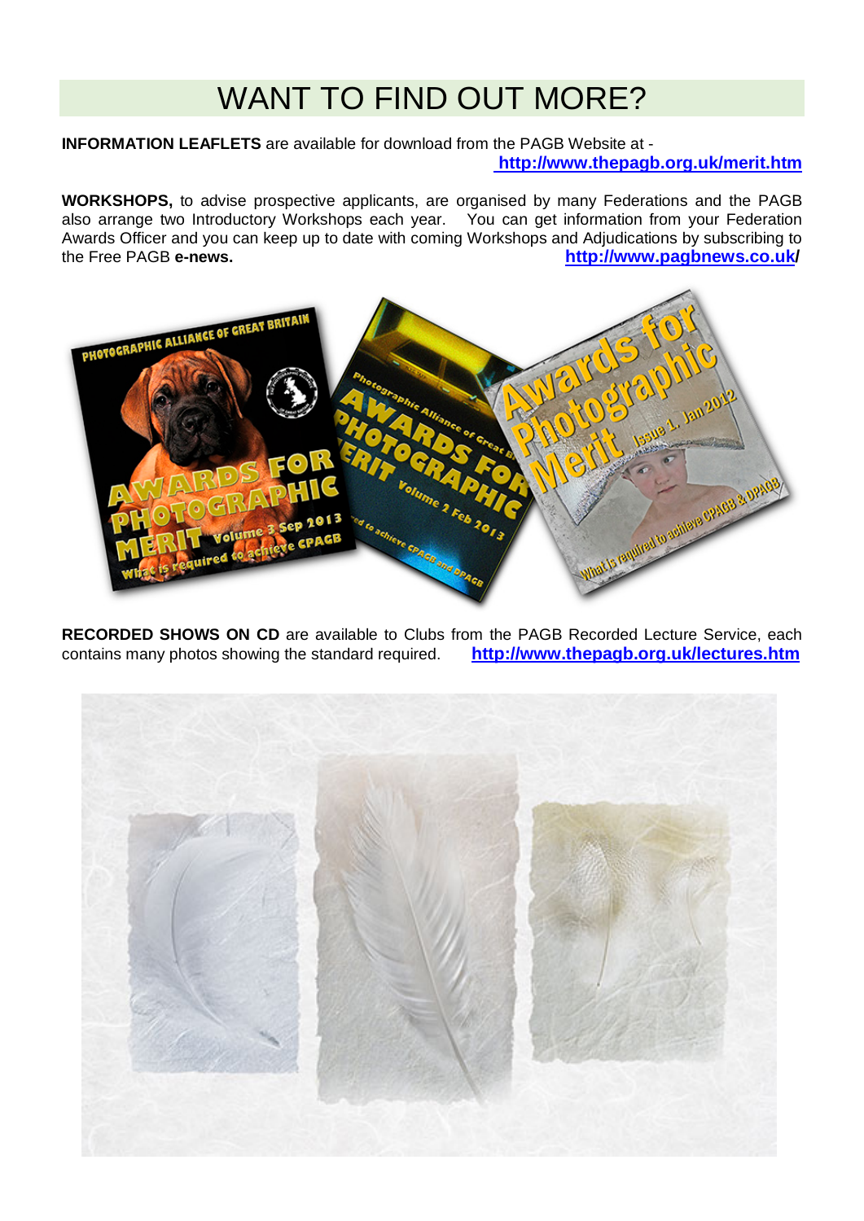# WANT TO FIND OUT MORE?

**INFORMATION LEAFLETS** are available for download from the PAGB Website at - **http://www.thepagb.org.uk/merit.htm**

**WORKSHOPS,** to advise prospective applicants, are organised by many Federations and the PAGB also arrange two Introductory Workshops each year. You can get information from your Federation Awards Officer and you can keep up to date with coming Workshops and Adjudications by subscribing to the Free PAGB **e-news.** **http://www.pagbnews.co.uk/**

**RECORDED SHOWS ON CD** are available to Clubs from the PAGB Recorded Lecture Service, each contains many photos showing the standard required. **http://www.thepagb.org.uk/lectures.htm**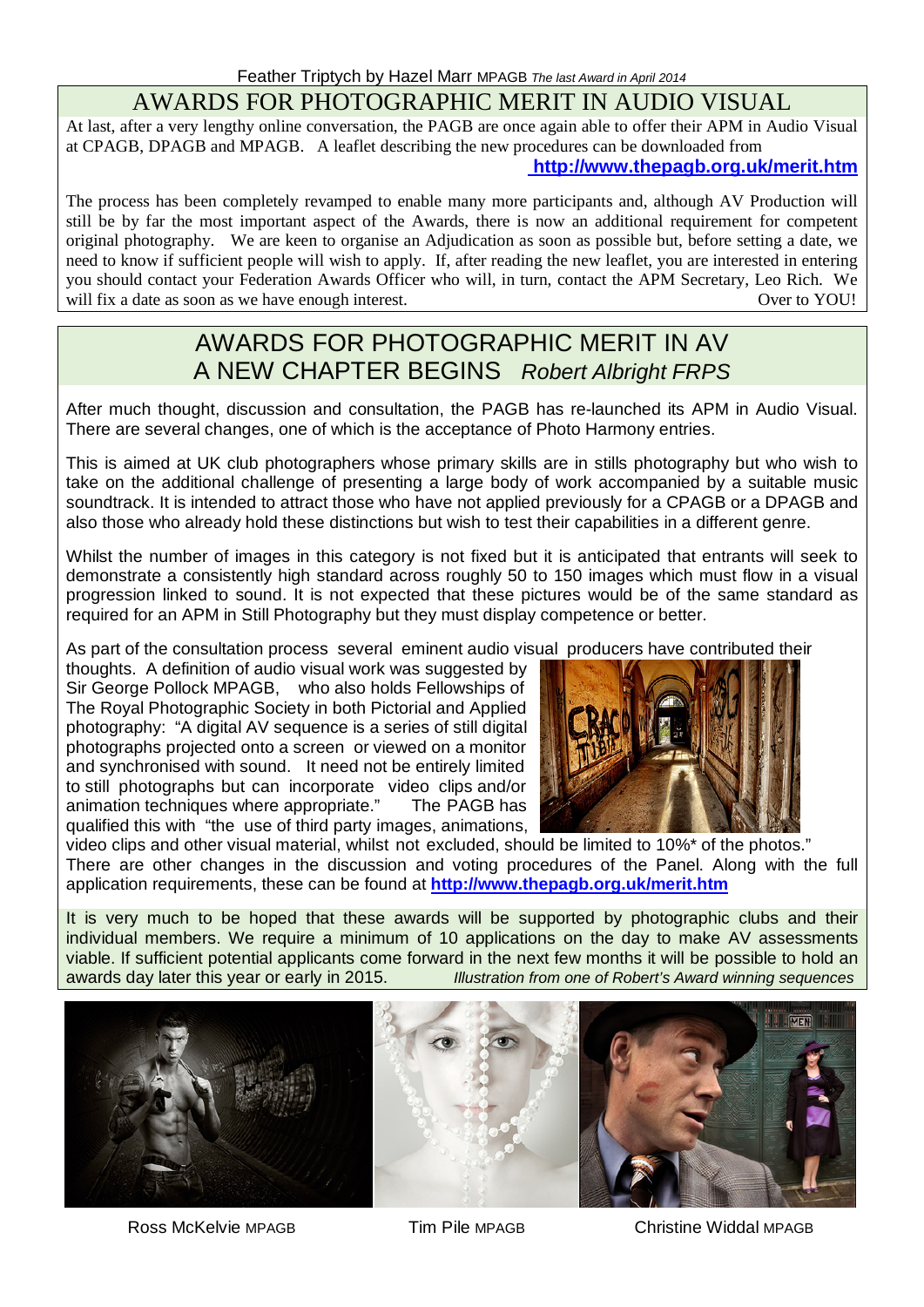Feather Triptych by Hazel Marr MPAGB *The last Award in April 2014*

## AWARDS FOR PHOTOGRAPHIC MERIT IN AUDIO VISUAL

At last, after a very lengthy online conversation, the PAGB are once again able to offer their APM in Audio Visual at CPAGB, DPAGB and MPAGB. A leaflet describing the new procedures can be downloaded from **http://www.thepagb.org.uk/merit.htm**

The process has been completely revamped to enable many more participants and, although AV Production will still be by far the most important aspect of the Awards, there is now an additional requirement for competent original photography. We are keen to organise an Adjudication as soon as possible but, before setting a date, we need to know if sufficient people will wish to apply. If, after reading the new leaflet, you are interested in entering you should contact your Federation Awards Officer who will, in turn, contact the APM Secretary, Leo Rich. We will fix a date as soon as we have enough interest. Over to YOU!

## AWARDS FOR PHOTOGRAPHIC MERIT IN AV A NEW CHAPTER BEGINS *Robert Albright FRPS*

After much thought, discussion and consultation, the PAGB has re-launched its APM in Audio Visual. There are several changes, one of which is the acceptance of Photo Harmony entries.

This is aimed at UK club photographers whose primary skills are in stills photography but who wish to take on the additional challenge of presenting a large body of work accompanied by a suitable music soundtrack. It is intended to attract those who have not applied previously for a CPAGB or a DPAGB and also those who already hold these distinctions but wish to test their capabilities in a different genre.

Whilst the number of images in this category is not fixed but it is anticipated that entrants will seek to demonstrate a consistently high standard across roughly 50 to 150 images which must flow in a visual progression linked to sound. It is not expected that these pictures would be of the same standard as required for an APM in Still Photography but they must display competence or better.

As part of the consultation process several eminent audio visual producers have contributed their thoughts. A definition of audio visual work was suggested by Sir George Pollock MPAGB, who also holds Fellowships of The Royal Photographic Society in both Pictorial and Applied photography: "A digital AV sequence is a series of still digital photographs projected onto a screen or viewed on a monitor and synchronised with sound. It need not be entirely limited to still photographs but can incorporate video clips and/or animation techniques where appropriate." The PAGB has qualified this with "the use of third party images, animations, video clips and other visual material, whilst not excluded, should be limited to 10%* of the photos." There are other changes in the discussion and voting procedures of the Panel. Along with the full application requirements, these can be found at **http://www.thepagb.org.uk/merit.htm**

It is very much to be hoped that these awards will be supported by photographic clubs and their individual members. We require a minimum of 10 applications on the day to make AV assessments viable. If sufficient potential applicants come forward in the next few months it will be possible to hold an awards day later this year or early in 2015.

*Illustration from one of Robert's Award winning sequences*

Ross McKelvie MPAGB Tim Pile MPAGB Christine Widdal MPAGB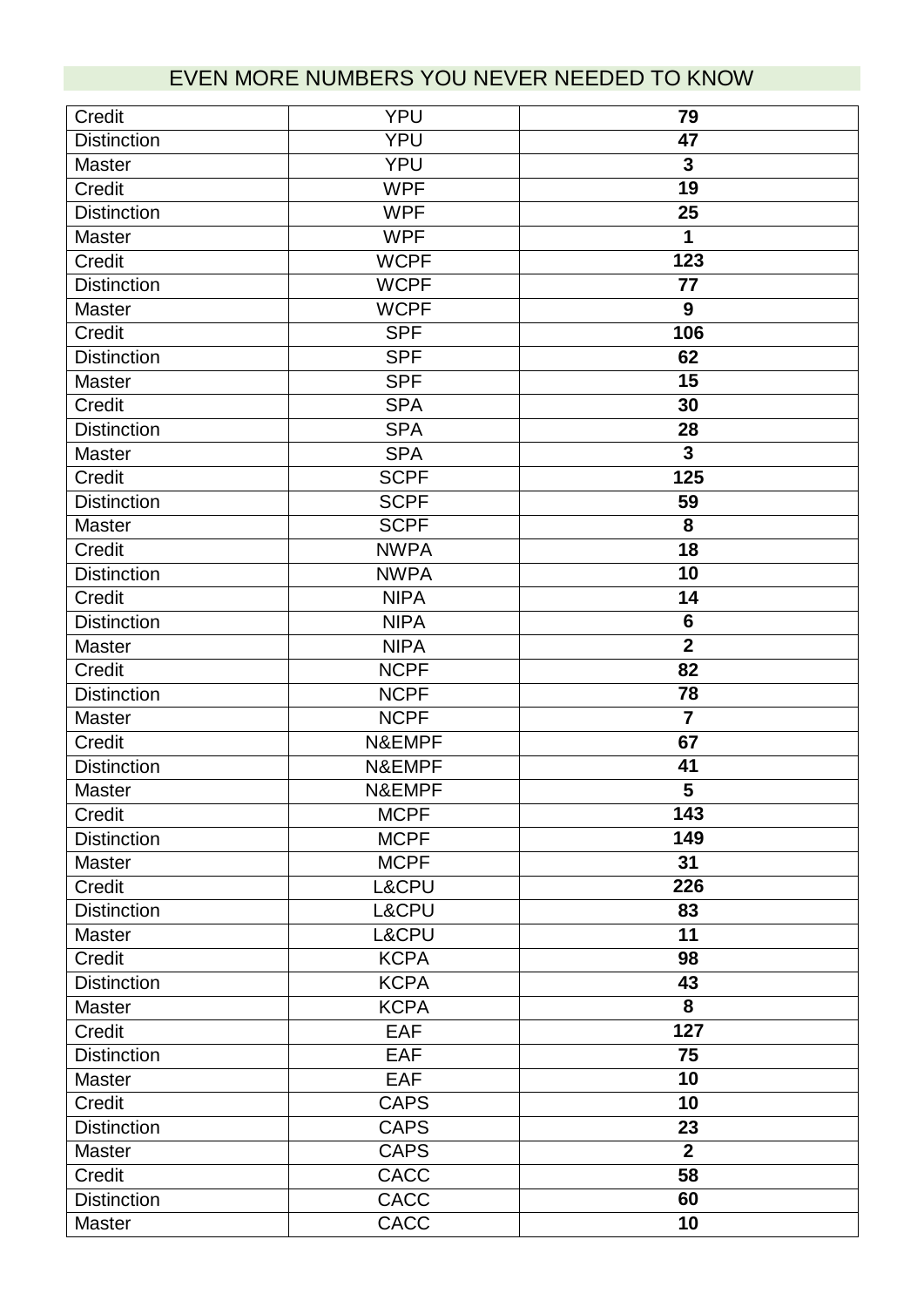## EVEN MORE NUMBERS YOU NEVER NEEDED TO KNOW

| | | |
|---|---|---|
| Credit | YPU | **79** |
| Distinction | YPU | **47** |
| Master | YPU | **3** |
| Credit | WPF | **19** |
| Distinction | WPF | **25** |
| Master | WPF | **1** |
| Credit | WCPF | **123** |
| Distinction | WCPF | **77** |
| Master | WCPF | **9** |
| Credit | SPF | **106** |
| Distinction | SPF | **62** |
| Master | SPF | **15** |
| Credit | SPA | **30** |
| Distinction | SPA | **28** |
| Master | SPA | **3** |
| Credit | SCPF | **125** |
| Distinction | SCPF | **59** |
| Master | SCPF | **8** |
| Credit | NWPA | **18** |
| Distinction | NWPA | **10** |
| Credit | NIPA | **14** |
| Distinction | NIPA | **6** |
| Master | NIPA | **2** |
| Credit | NCPF | **82** |
| Distinction | NCPF | **78** |
| Master | NCPF | **7** |
| Credit | N&EMPF | **67** |
| Distinction | N&EMPF | **41** |
| Master | N&EMPF | **5** |
| Credit | MCPF | **143** |
| Distinction | MCPF | **149** |
| Master | MCPF | **31** |
| Credit | L&CPU | **226** |
| Distinction | L&CPU | **83** |
| Master | L&CPU | **11** |
| Credit | KCPA | **98** |
| Distinction | KCPA | **43** |
| Master | KCPA | **8** |
| Credit | EAF | **127** |
| Distinction | EAF | **75** |
| Master | EAF | **10** |
| Credit | CAPS | **10** |
| Distinction | CAPS | **23** |
| Master | CAPS | **2** |
| Credit | CACC | **58** |
| Distinction | CACC | **60** |
| Master | CACC | **10** |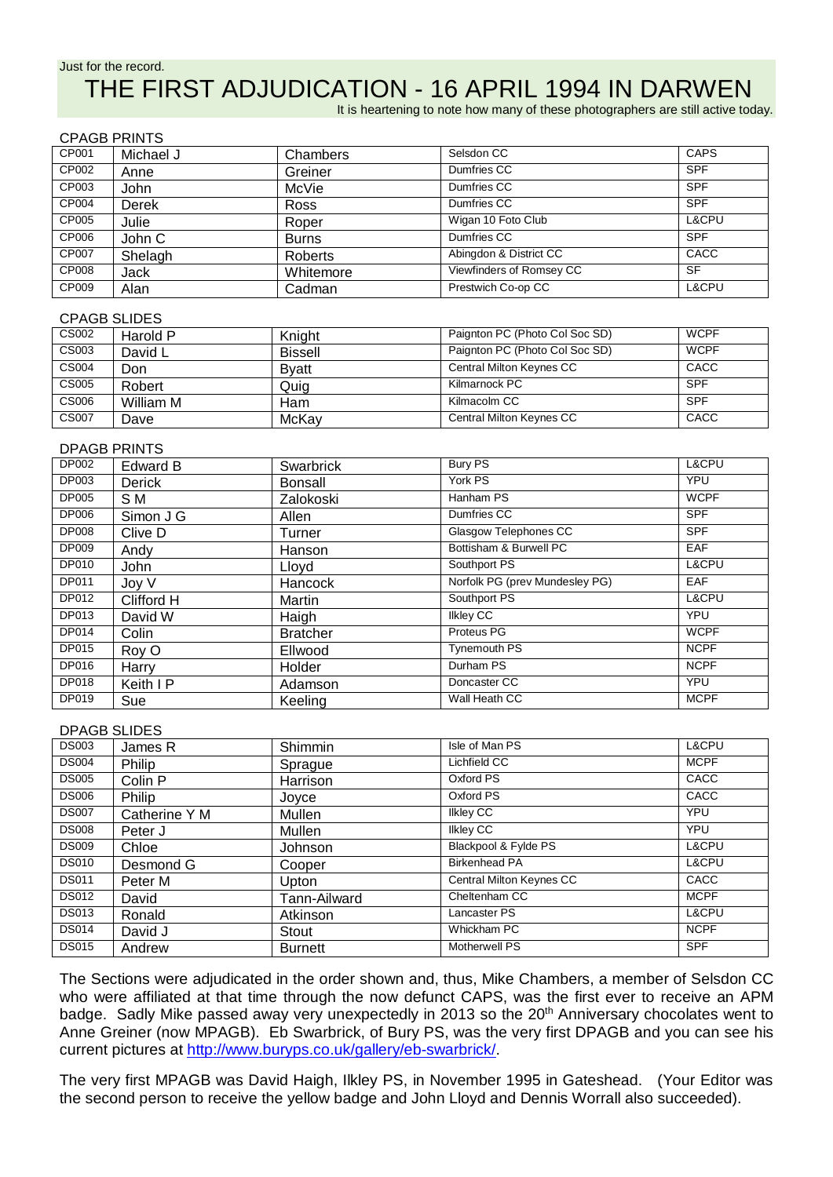Just for the record.

# THE FIRST ADJUDICATION - 16 APRIL 1994 IN DARWEN

It is heartening to note how many of these photographers are still active today.

CPAGB PRINTS

| | | | | |
|---|---|---|---|---|
| CP001 | Michael J | Chambers | Selsdon CC | CAPS |
| CP002 | Anne | Greiner | Dumfries CC | SPF |
| CP003 | John | McVie | Dumfries CC | SPF |
| CP004 | Derek | Ross | Dumfries CC | SPF |
| CP005 | Julie | Roper | Wigan 10 Foto Club | L&CPU |
| CP006 | John C | Burns | Dumfries CC | SPF |
| CP007 | Shelagh | Roberts | Abingdon & District CC | CACC |
| CP008 | Jack | Whitemore | Viewfinders of Romsey CC | SF |
| CP009 | Alan | Cadman | Prestwich Co-op CC | L&CPU |

CPAGB SLIDES

| | | | | |
|---|---|---|---|---|
| CS002 | Harold P | Knight | Paignton PC (Photo Col Soc SD) | WCPF |
| CS003 | David L | Bissell | Paignton PC (Photo Col Soc SD) | WCPF |
| CS004 | Don | Byatt | Central Milton Keynes CC | CACC |
| CS005 | Robert | Quig | Kilmarnock PC | SPF |
| CS006 | William M | Ham | Kilmacolm CC | SPF |
| CS007 | Dave | McKay | Central Milton Keynes CC | CACC |

DPAGB PRINTS

| | | | | |
|---|---|---|---|---|
| DP002 | Edward B | Swarbrick | Bury PS | L&CPU |
| DP003 | Derick | Bonsall | York PS | YPU |
| DP005 | S M | Zalokoski | Hanham PS | WCPF |
| DP006 | Simon J G | Allen | Dumfries CC | SPF |
| DP008 | Clive D | Turner | Glasgow Telephones CC | SPF |
| DP009 | Andy | Hanson | Bottisham & Burwell PC | EAF |
| DP010 | John | Lloyd | Southport PS | L&CPU |
| DP011 | Joy V | Hancock | Norfolk PG (prev Mundesley PG) | EAF |
| DP012 | Clifford H | Martin | Southport PS | L&CPU |
| DP013 | David W | Haigh | Ilkley CC | YPU |
| DP014 | Colin | Bratcher | Proteus PG | WCPF |
| DP015 | Roy O | Ellwood | Tynemouth PS | NCPF |
| DP016 | Harry | Holder | Durham PS | NCPF |
| DP018 | Keith I P | Adamson | Doncaster CC | YPU |
| DP019 | Sue | Keeling | Wall Heath CC | MCPF |

DPAGB SLIDES

| | | | | |
|---|---|---|---|---|
| DS003 | James R | Shimmin | Isle of Man PS | L&CPU |
| DS004 | Philip | Sprague | Lichfield CC | MCPF |
| DS005 | Colin P | Harrison | Oxford PS | CACC |
| DS006 | Philip | Joyce | Oxford PS | CACC |
| DS007 | Catherine Y M | Mullen | Ilkley CC | YPU |
| DS008 | Peter J | Mullen | Ilkley CC | YPU |
| DS009 | Chloe | Johnson | Blackpool & Fylde PS | L&CPU |
| DS010 | Desmond G | Cooper | Birkenhead PA | L&CPU |
| DS011 | Peter M | Upton | Central Milton Keynes CC | CACC |
| DS012 | David | Tann-Ailward | Cheltenham CC | MCPF |
| DS013 | Ronald | Atkinson | Lancaster PS | L&CPU |
| DS014 | David J | Stout | Whickham PC | NCPF |
| DS015 | Andrew | Burnett | Motherwell PS | SPF |

The Sections were adjudicated in the order shown and, thus, Mike Chambers, a member of Selsdon CC who were affiliated at that time through the now defunct CAPS, was the first ever to receive an APM badge. Sadly Mike passed away very unexpectedly in 2013 so the 20th Anniversary chocolates went to Anne Greiner (now MPAGB). Eb Swarbrick, of Bury PS, was the very first DPAGB and you can see his current pictures at http://www.buryps.co.uk/gallery/eb-swarbrick/.

The very first MPAGB was David Haigh, Ilkley PS, in November 1995 in Gateshead. (Your Editor was the second person to receive the yellow badge and John Lloyd and Dennis Worrall also succeeded).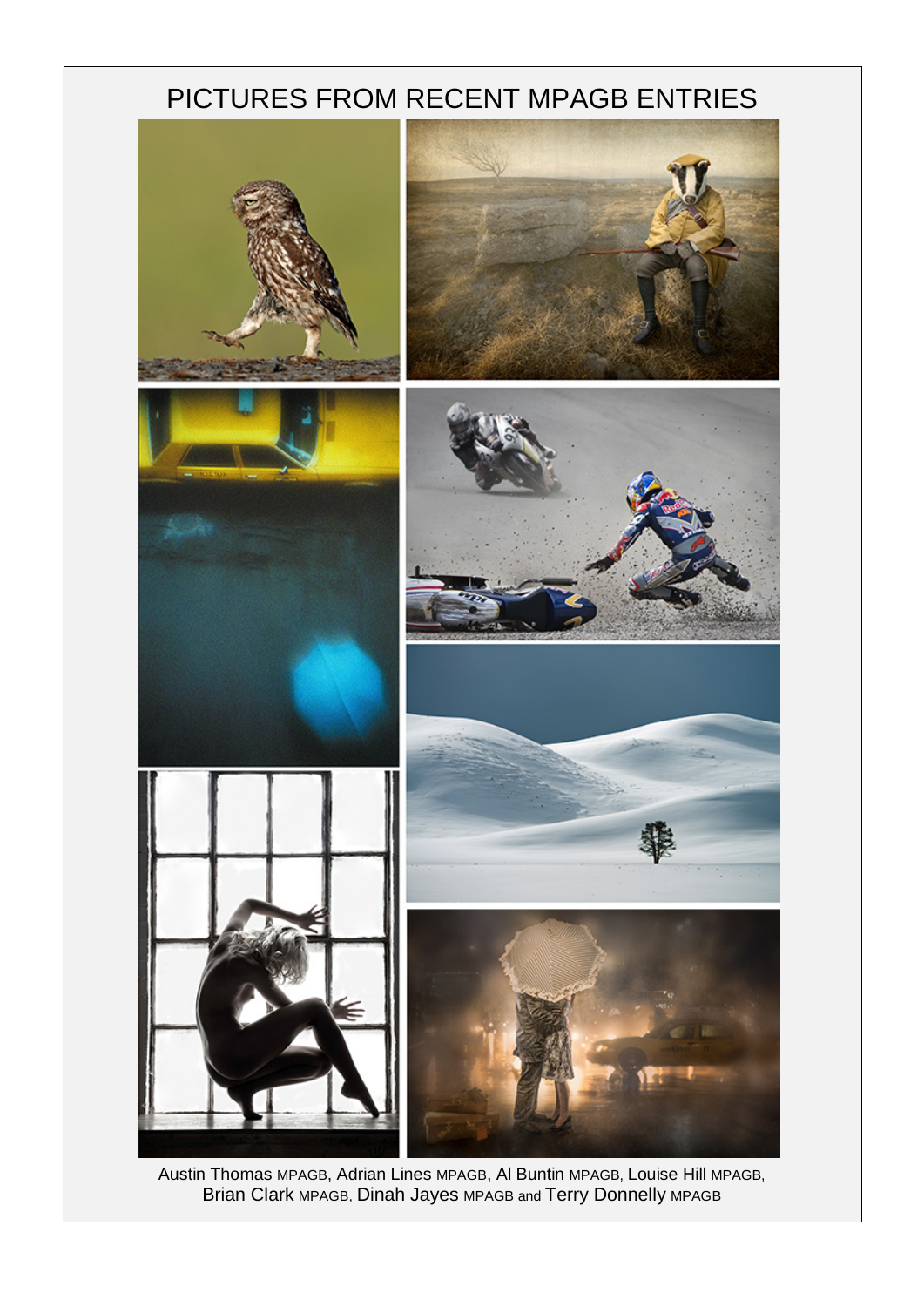# PICTURES FROM RECENT MPAGB ENTRIES

Austin Thomas MPAGB, Adrian Lines MPAGB, Al Buntin MPAGB, Louise Hill MPAGB, Brian Clark MPAGB, Dinah Jayes MPAGB and Terry Donnelly MPAGB